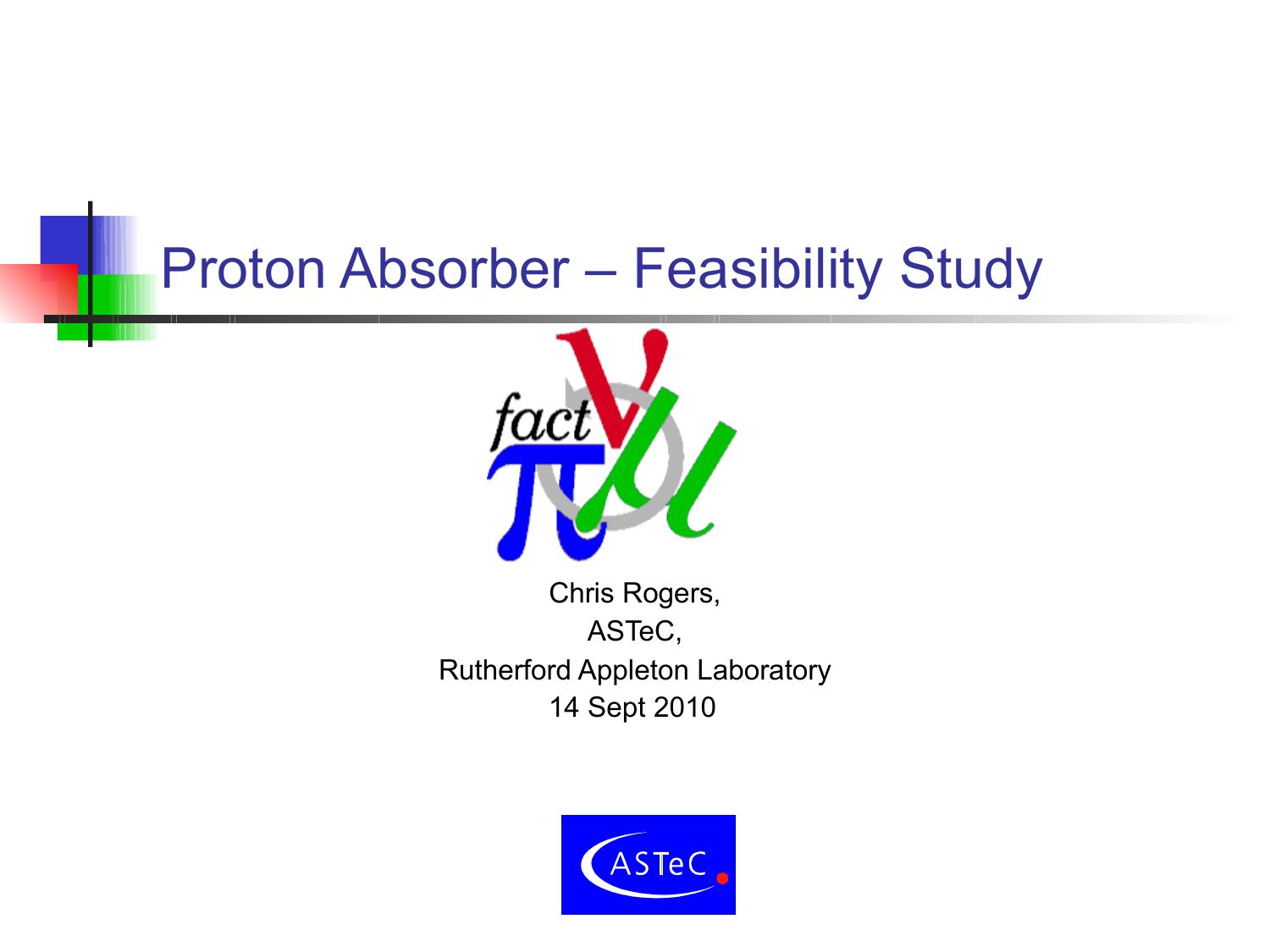# Proton Absorber – Feasibility Study

Chris Rogers,

ASTeC,

Rutherford Appleton Laboratory

14 Sept 2010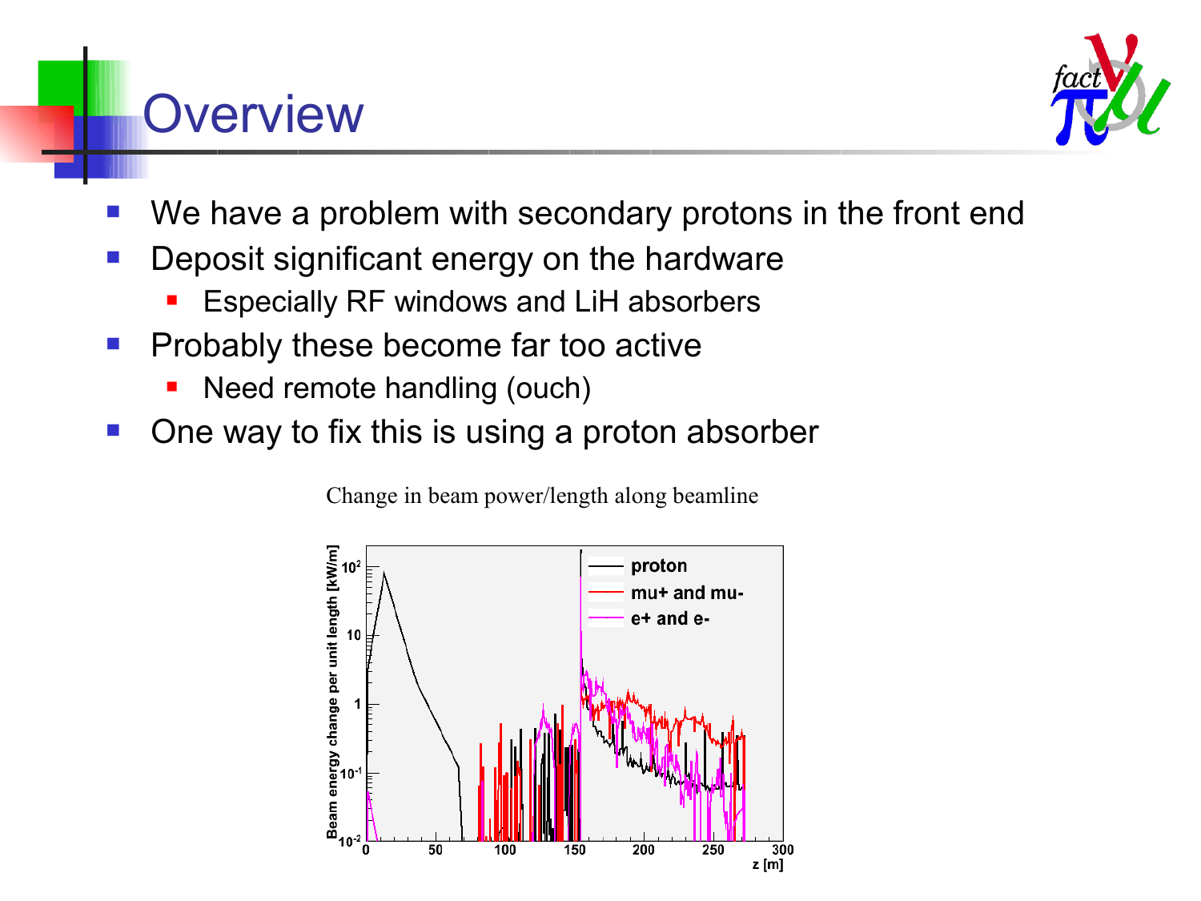# Overview

- We have a problem with secondary protons in the front end
- Deposit significant energy on the hardware
  - Especially RF windows and LiH absorbers
- Probably these become far too active
  - Need remote handling (ouch)
- One way to fix this is using a proton absorber

Change in beam power/length along beamline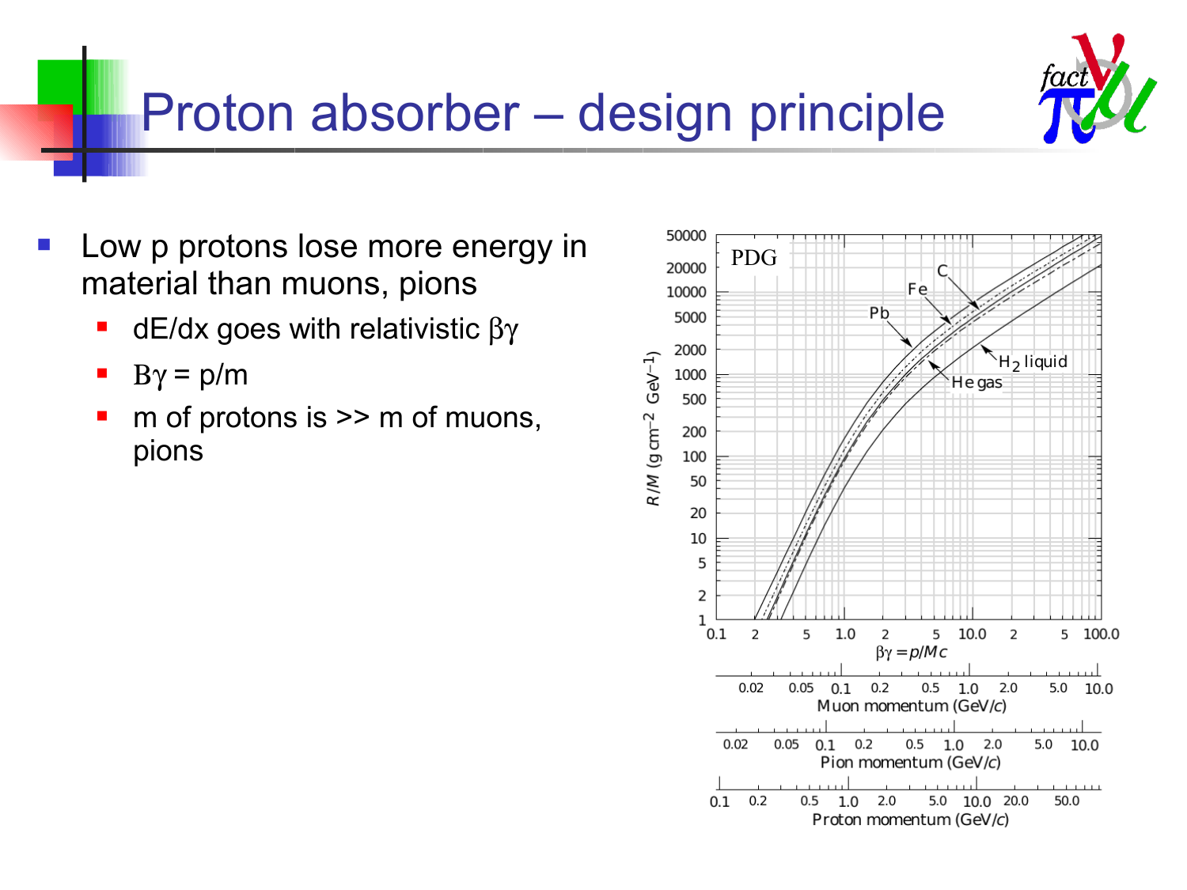# Proton absorber – design principle

- Low p protons lose more energy in material than muons, pions
  - dE/dx goes with relativistic $\beta\gamma$
  - $B\gamma = p/m$
  - m of protons is >> m of muons, pions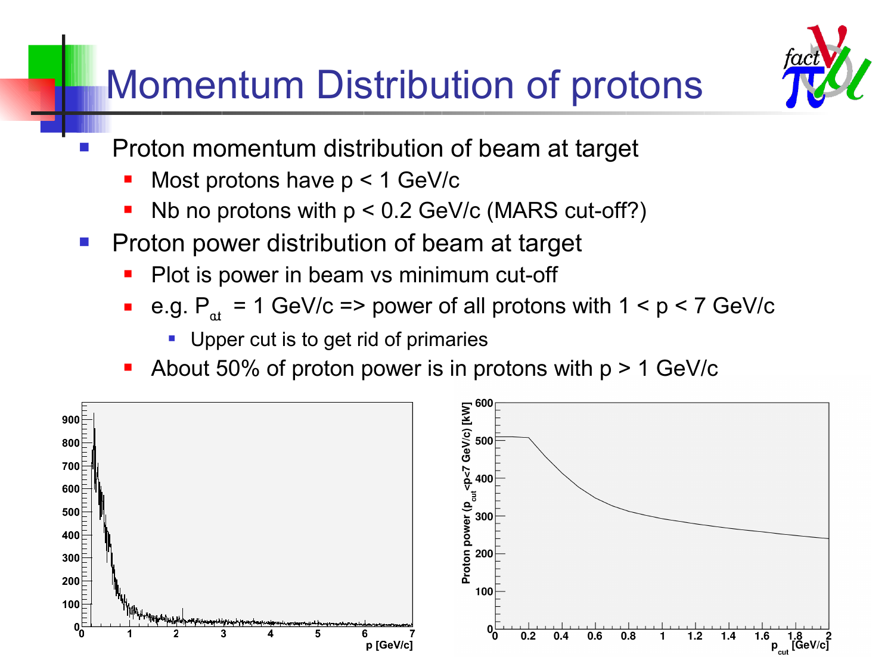# Momentum Distribution of protons

- Proton momentum distribution of beam at target
  - Most protons have $p < 1$ GeV/c
  - Nb no protons with $p < 0.2$ GeV/c (MARS cut-off?)
- Proton power distribution of beam at target
  - Plot is power in beam vs minimum cut-off
  - e.g. $P_{ct} = 1$ GeV/c => power of all protons with $1 < p < 7$ GeV/c
    - Upper cut is to get rid of primaries
  - About 50% of proton power is in protons with $p > 1$ GeV/c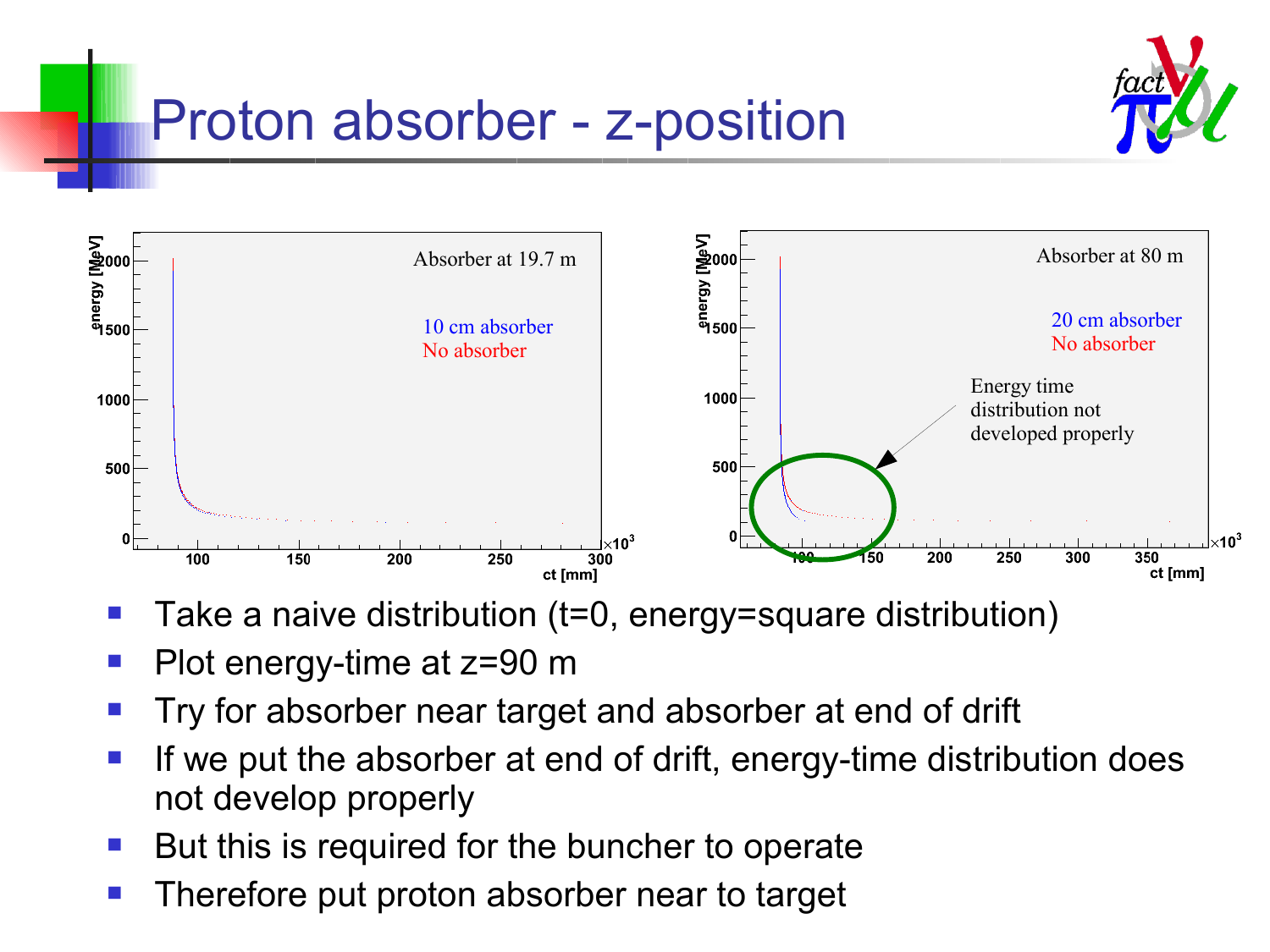# Proton absorber - z-position

- Take a naive distribution (t=0, energy=square distribution)
- Plot energy-time at z=90 m
- Try for absorber near target and absorber at end of drift
- If we put the absorber at end of drift, energy-time distribution does not develop properly
- But this is required for the buncher to operate
- Therefore put proton absorber near to target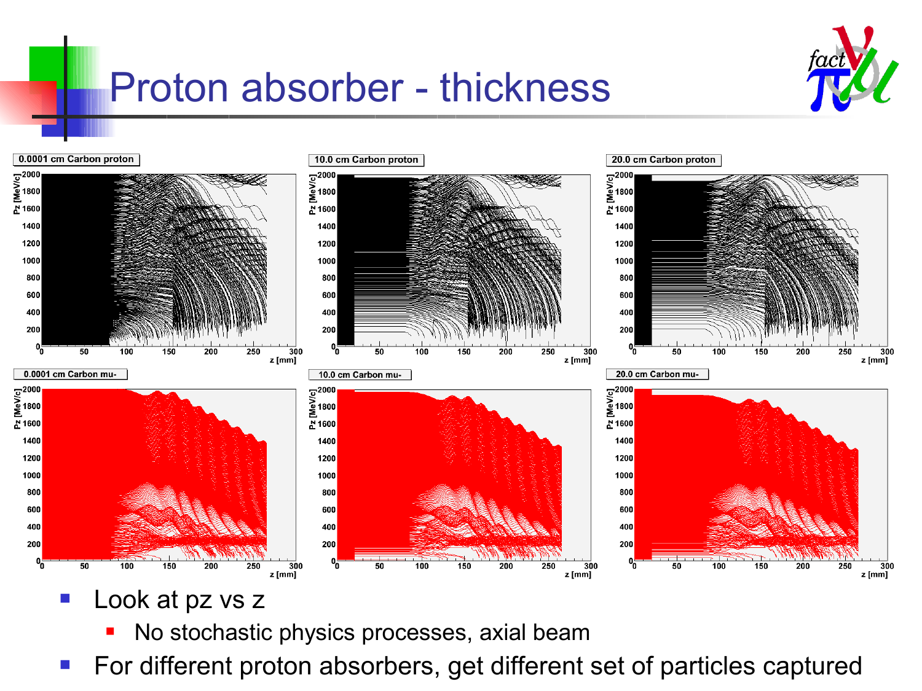# Proton absorber - thickness

- Look at pz vs z
  - No stochastic physics processes, axial beam
- For different proton absorbers, get different set of particles captured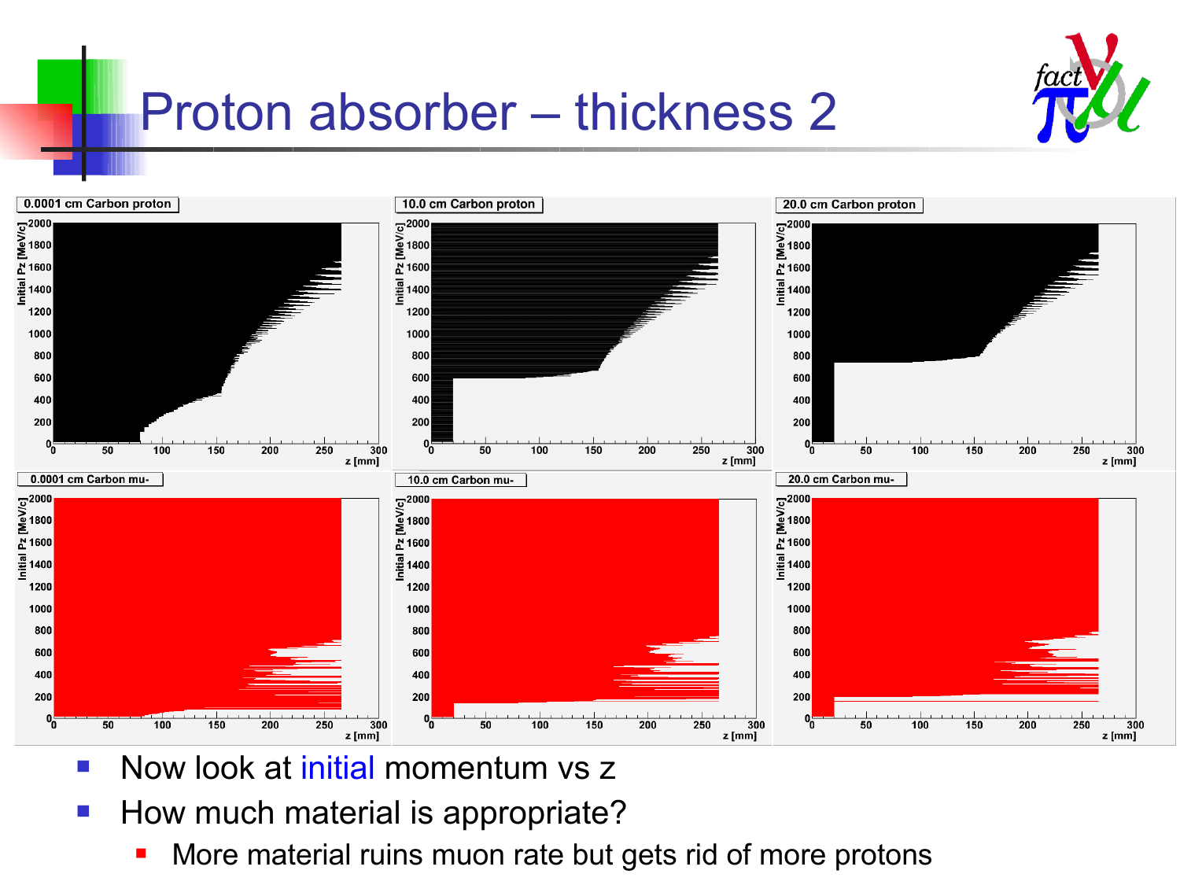# Proton absorber – thickness 2

- Now look at initial momentum vs z
- How much material is appropriate?
  - More material ruins muon rate but gets rid of more protons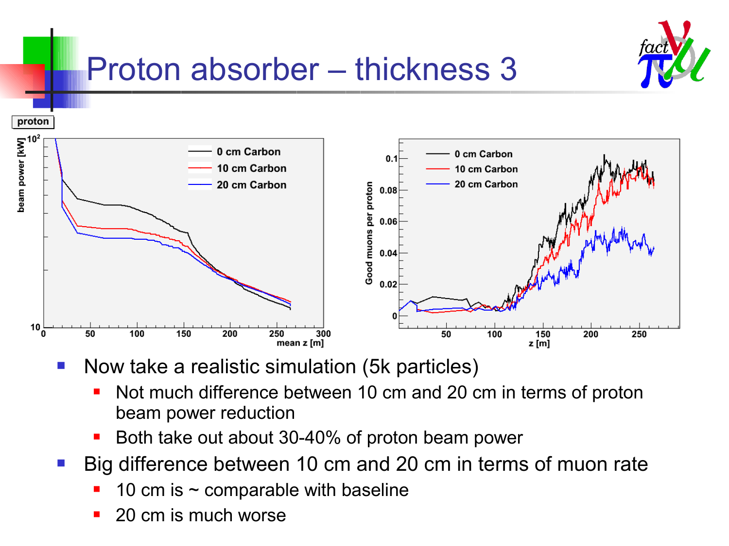# Proton absorber – thickness 3

- Now take a realistic simulation (5k particles)
  - Not much difference between 10 cm and 20 cm in terms of proton beam power reduction
  - Both take out about 30-40% of proton beam power
- Big difference between 10 cm and 20 cm in terms of muon rate
  - 10 cm is ~ comparable with baseline
  - 20 cm is much worse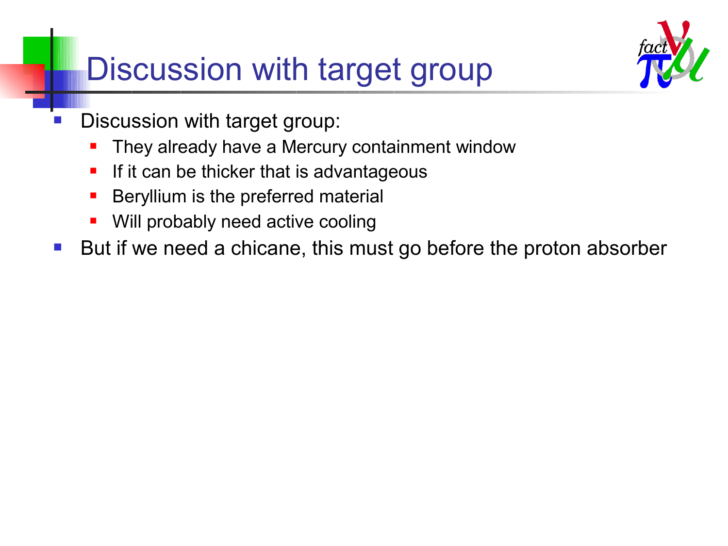# Discussion with target group

- Discussion with target group:
  - They already have a Mercury containment window
  - If it can be thicker that is advantageous
  - Beryllium is the preferred material
  - Will probably need active cooling
- But if we need a chicane, this must go before the proton absorber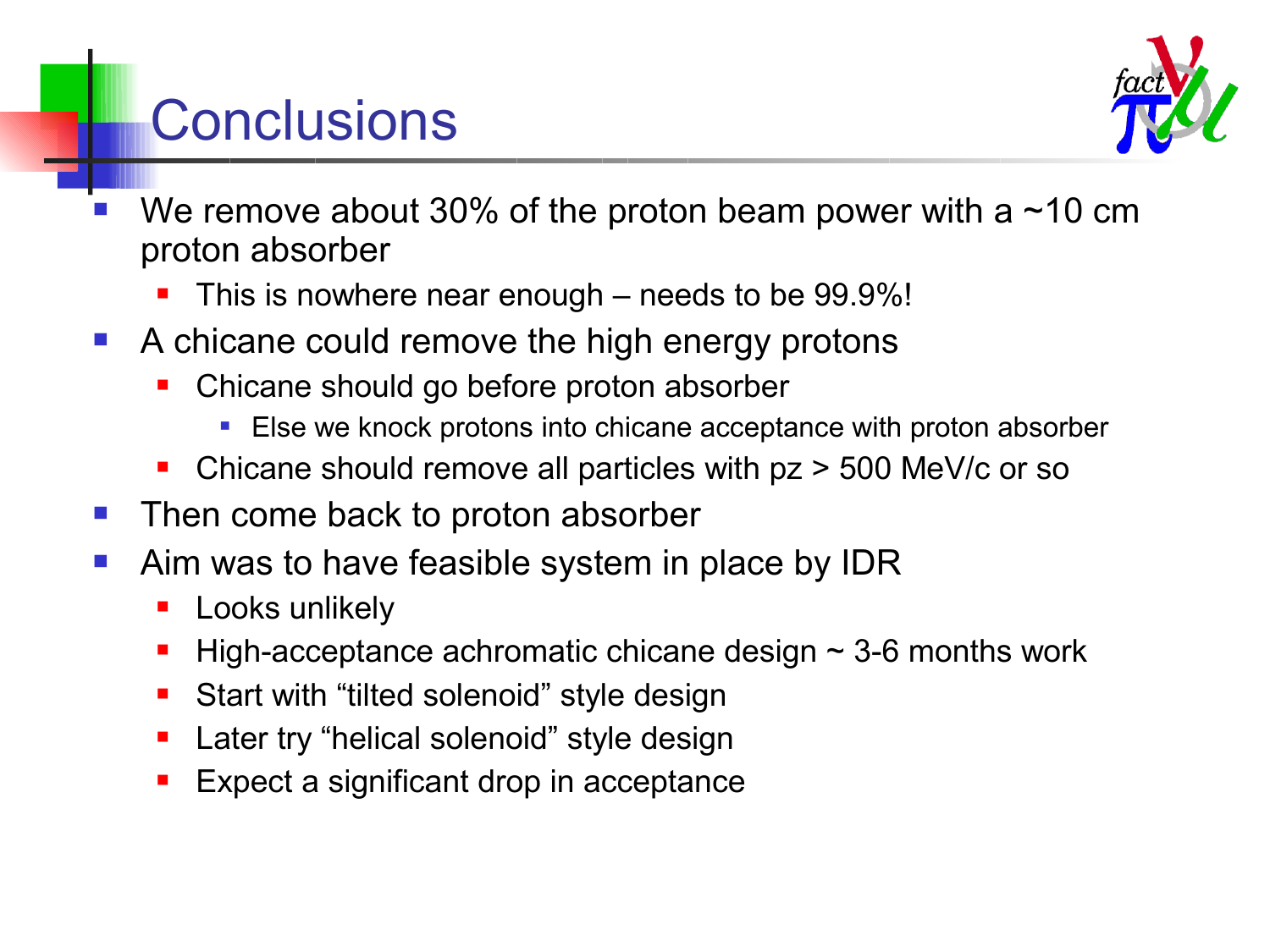# Conclusions

- We remove about 30% of the proton beam power with a ~10 cm proton absorber
  - This is nowhere near enough – needs to be 99.9%!
- A chicane could remove the high energy protons
  - Chicane should go before proton absorber
    - Else we knock protons into chicane acceptance with proton absorber
  - Chicane should remove all particles with pz > 500 MeV/c or so
- Then come back to proton absorber
- Aim was to have feasible system in place by IDR
  - Looks unlikely
  - High-acceptance achromatic chicane design ~ 3-6 months work
  - Start with “tilted solenoid” style design
  - Later try “helical solenoid” style design
  - Expect a significant drop in acceptance